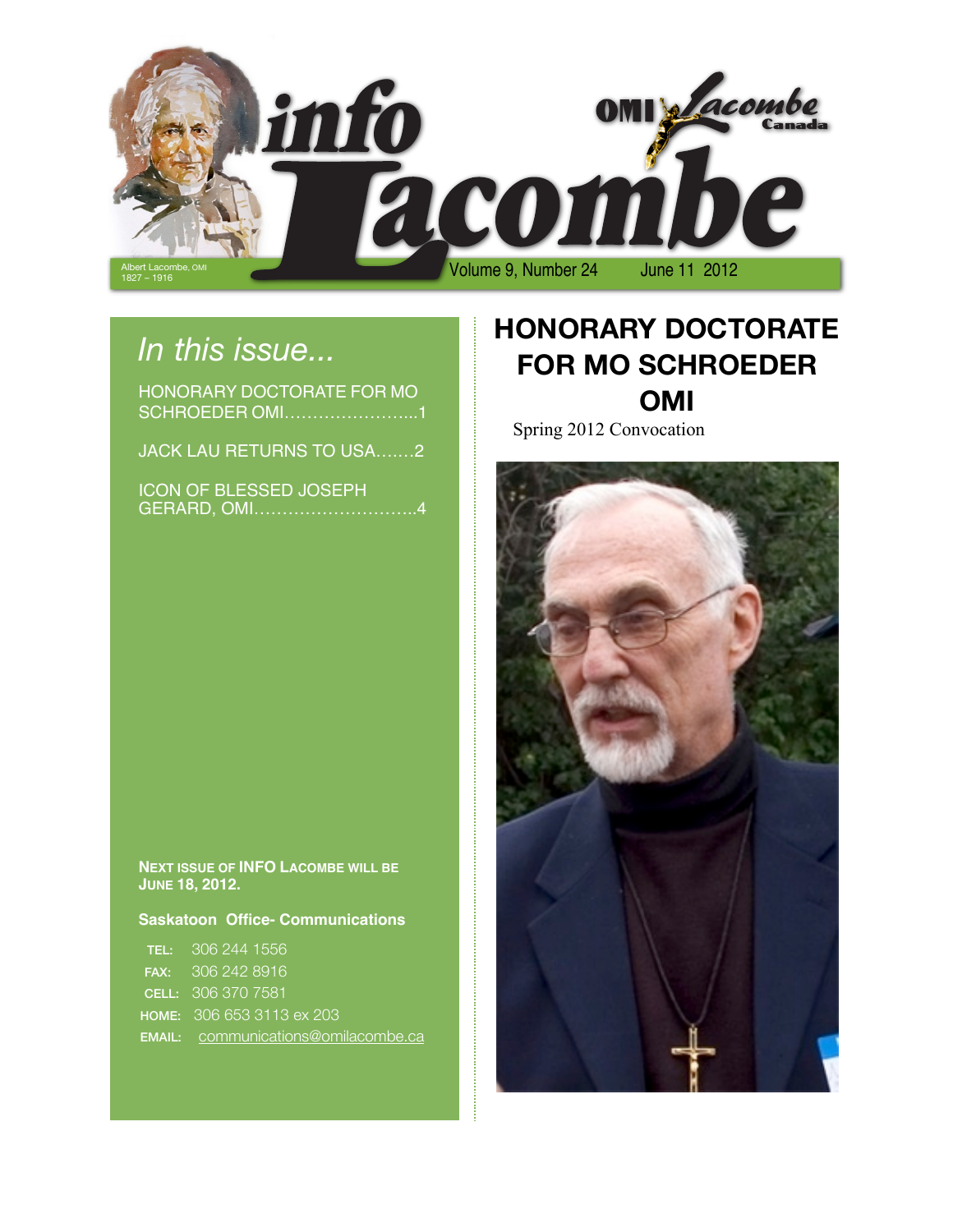# info Lacombe

Albert Lacombe, OMI
1827 – 1916

OMI Lacombe Canada

Volume 9, Number 24 June 11 2012

## *In this issue...*

HONORARY DOCTORATE FOR MO SCHROEDER OMI.......................1

JACK LAU RETURNS TO USA.......2

ICON OF BLESSED JOSEPH GERARD, OMI............................4

**NEXT ISSUE OF INFO LACOMBE WILL BE JUNE 18, 2012.**

**Saskatoon Office- Communications**

**TEL:** 306 244 1556
**FAX:** 306 242 8916
**CELL:** 306 370 7581
**HOME:** 306 653 3113 ex 203
**EMAIL:** communications@omilacombe.ca

# HONORARY DOCTORATE FOR MO SCHROEDER OMI

Spring 2012 Convocation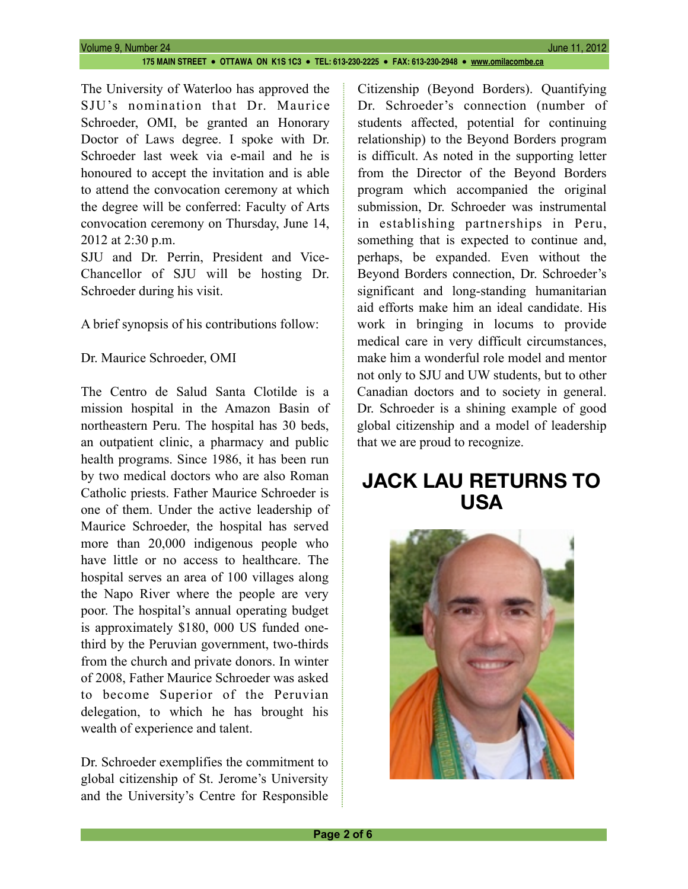The University of Waterloo has approved the SJU's nomination that Dr. Maurice Schroeder, OMI, be granted an Honorary Doctor of Laws degree. I spoke with Dr. Schroeder last week via e-mail and he is honoured to accept the invitation and is able to attend the convocation ceremony at which the degree will be conferred: Faculty of Arts convocation ceremony on Thursday, June 14, 2012 at 2:30 p.m.

SJU and Dr. Perrin, President and Vice-Chancellor of SJU will be hosting Dr. Schroeder during his visit.

A brief synopsis of his contributions follow:

Dr. Maurice Schroeder, OMI

The Centro de Salud Santa Clotilde is a mission hospital in the Amazon Basin of northeastern Peru. The hospital has 30 beds, an outpatient clinic, a pharmacy and public health programs. Since 1986, it has been run by two medical doctors who are also Roman Catholic priests. Father Maurice Schroeder is one of them. Under the active leadership of Maurice Schroeder, the hospital has served more than 20,000 indigenous people who have little or no access to healthcare. The hospital serves an area of 100 villages along the Napo River where the people are very poor. The hospital's annual operating budget is approximately $180, 000 US funded one-third by the Peruvian government, two-thirds from the church and private donors. In winter of 2008, Father Maurice Schroeder was asked to become Superior of the Peruvian delegation, to which he has brought his wealth of experience and talent.

Dr. Schroeder exemplifies the commitment to global citizenship of St. Jerome's University and the University's Centre for Responsible Citizenship (Beyond Borders). Quantifying Dr. Schroeder's connection (number of students affected, potential for continuing relationship) to the Beyond Borders program is difficult. As noted in the supporting letter from the Director of the Beyond Borders program which accompanied the original submission, Dr. Schroeder was instrumental in establishing partnerships in Peru, something that is expected to continue and, perhaps, be expanded. Even without the Beyond Borders connection, Dr. Schroeder's significant and long-standing humanitarian aid efforts make him an ideal candidate. His work in bringing in locums to provide medical care in very difficult circumstances, make him a wonderful role model and mentor not only to SJU and UW students, but to other Canadian doctors and to society in general. Dr. Schroeder is a shining example of good global citizenship and a model of leadership that we are proud to recognize.

# JACK LAU RETURNS TO USA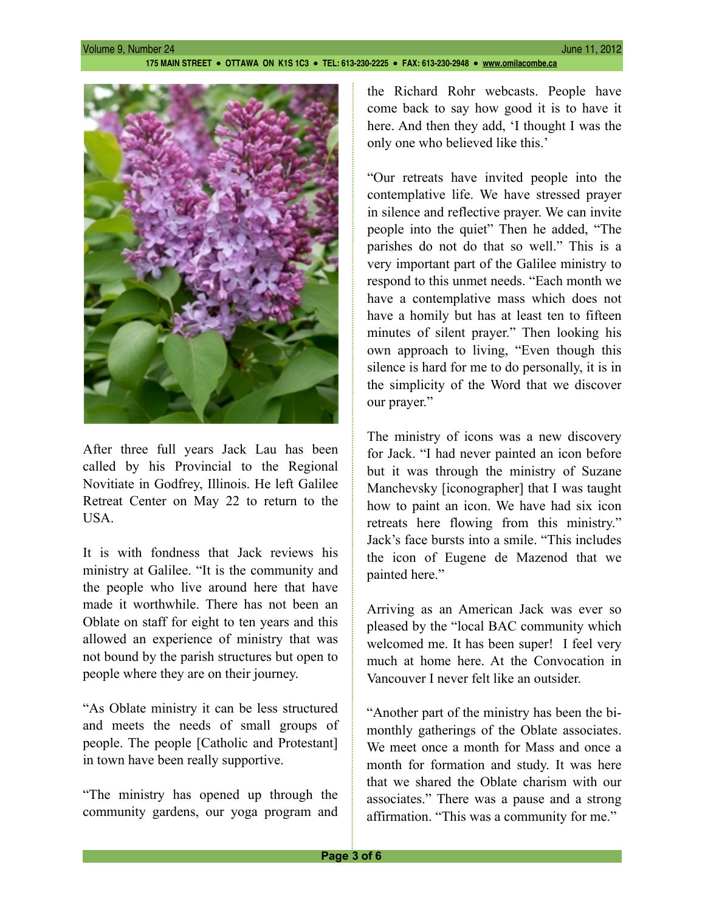After three full years Jack Lau has been called by his Provincial to the Regional Novitiate in Godfrey, Illinois. He left Galilee Retreat Center on May 22 to return to the USA.

It is with fondness that Jack reviews his ministry at Galilee. "It is the community and the people who live around here that have made it worthwhile. There has not been an Oblate on staff for eight to ten years and this allowed an experience of ministry that was not bound by the parish structures but open to people where they are on their journey.

"As Oblate ministry it can be less structured and meets the needs of small groups of people. The people [Catholic and Protestant] in town have been really supportive.

"The ministry has opened up through the community gardens, our yoga program and the Richard Rohr webcasts. People have come back to say how good it is to have it here. And then they add, 'I thought I was the only one who believed like this.'

"Our retreats have invited people into the contemplative life. We have stressed prayer in silence and reflective prayer. We can invite people into the quiet" Then he added, "The parishes do not do that so well." This is a very important part of the Galilee ministry to respond to this unmet needs. "Each month we have a contemplative mass which does not have a homily but has at least ten to fifteen minutes of silent prayer." Then looking his own approach to living, "Even though this silence is hard for me to do personally, it is in the simplicity of the Word that we discover our prayer."

The ministry of icons was a new discovery for Jack. "I had never painted an icon before but it was through the ministry of Suzane Manchevsky [iconographer] that I was taught how to paint an icon. We have had six icon retreats here flowing from this ministry." Jack's face bursts into a smile. "This includes the icon of Eugene de Mazenod that we painted here."

Arriving as an American Jack was ever so pleased by the "local BAC community which welcomed me. It has been super! I feel very much at home here. At the Convocation in Vancouver I never felt like an outsider.

"Another part of the ministry has been the bi-monthly gatherings of the Oblate associates. We meet once a month for Mass and once a month for formation and study. It was here that we shared the Oblate charism with our associates." There was a pause and a strong affirmation. "This was a community for me."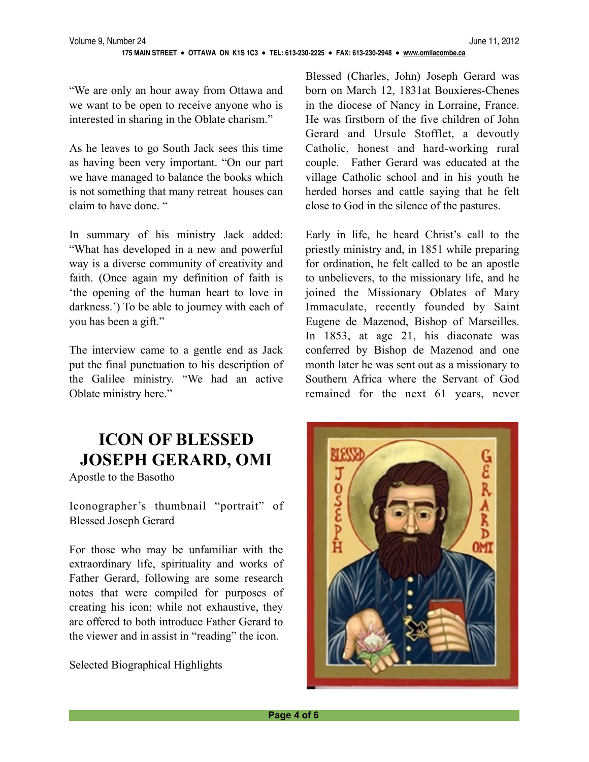"We are only an hour away from Ottawa and we want to be open to receive anyone who is interested in sharing in the Oblate charism."

As he leaves to go South Jack sees this time as having been very important. "On our part we have managed to balance the books which is not something that many retreat houses can claim to have done. "

In summary of his ministry Jack added: "What has developed in a new and powerful way is a diverse community of creativity and faith. (Once again my definition of faith is 'the opening of the human heart to love in darkness.') To be able to journey with each of you has been a gift."

The interview came to a gentle end as Jack put the final punctuation to his description of the Galilee ministry. "We had an active Oblate ministry here."

# ICON OF BLESSED JOSEPH GERARD, OMI

Apostle to the Basotho

Iconographer's thumbnail "portrait" of Blessed Joseph Gerard

For those who may be unfamiliar with the extraordinary life, spirituality and works of Father Gerard, following are some research notes that were compiled for purposes of creating his icon; while not exhaustive, they are offered to both introduce Father Gerard to the viewer and in assist in "reading" the icon.

Selected Biographical Highlights

Blessed (Charles, John) Joseph Gerard was born on March 12, 1831at Bouxieres-Chenes in the diocese of Nancy in Lorraine, France. He was firstborn of the five children of John Gerard and Ursule Stofflet, a devoutly Catholic, honest and hard-working rural couple. Father Gerard was educated at the village Catholic school and in his youth he herded horses and cattle saying that he felt close to God in the silence of the pastures.

Early in life, he heard Christ's call to the priestly ministry and, in 1851 while preparing for ordination, he felt called to be an apostle to unbelievers, to the missionary life, and he joined the Missionary Oblates of Mary Immaculate, recently founded by Saint Eugene de Mazenod, Bishop of Marseilles. In 1853, at age 21, his diaconate was conferred by Bishop de Mazenod and one month later he was sent out as a missionary to Southern Africa where the Servant of God remained for the next 61 years, never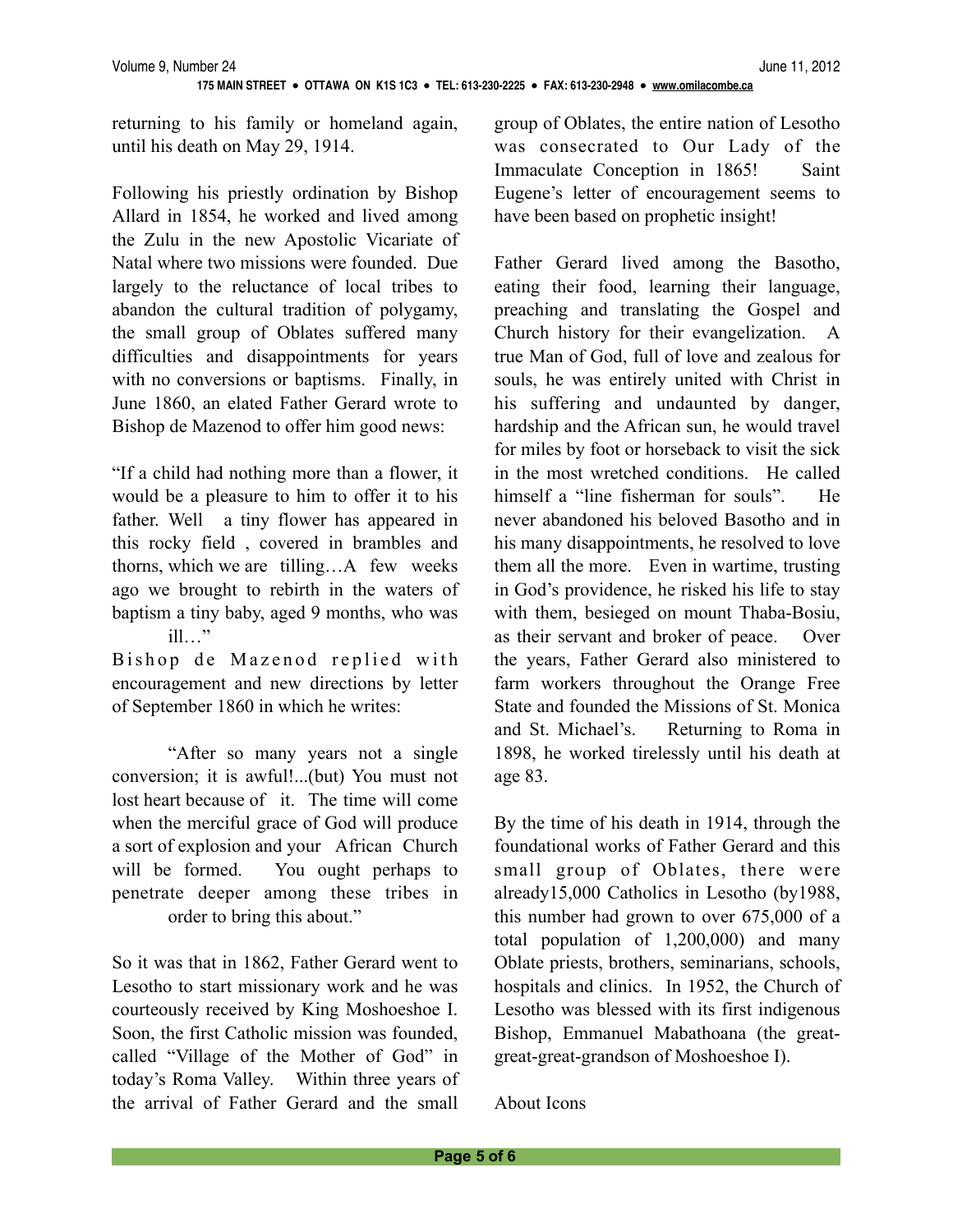returning to his family or homeland again, until his death on May 29, 1914.

Following his priestly ordination by Bishop Allard in 1854, he worked and lived among the Zulu in the new Apostolic Vicariate of Natal where two missions were founded. Due largely to the reluctance of local tribes to abandon the cultural tradition of polygamy, the small group of Oblates suffered many difficulties and disappointments for years with no conversions or baptisms. Finally, in June 1860, an elated Father Gerard wrote to Bishop de Mazenod to offer him good news:

"If a child had nothing more than a flower, it would be a pleasure to him to offer it to his father. Well a tiny flower has appeared in this rocky field , covered in brambles and thorns, which we are tilling…A few weeks ago we brought to rebirth in the waters of baptism a tiny baby, aged 9 months, who was ill…"

Bishop de Mazenod replied with encouragement and new directions by letter of September 1860 in which he writes:

> "After so many years not a single conversion; it is awful!...(but) You must not lost heart because of it. The time will come when the merciful grace of God will produce a sort of explosion and your African Church will be formed. You ought perhaps to penetrate deeper among these tribes in order to bring this about."

So it was that in 1862, Father Gerard went to Lesotho to start missionary work and he was courteously received by King Moshoeshoe I. Soon, the first Catholic mission was founded, called "Village of the Mother of God" in today's Roma Valley. Within three years of the arrival of Father Gerard and the small group of Oblates, the entire nation of Lesotho was consecrated to Our Lady of the Immaculate Conception in 1865! Saint Eugene's letter of encouragement seems to have been based on prophetic insight!

Father Gerard lived among the Basotho, eating their food, learning their language, preaching and translating the Gospel and Church history for their evangelization. A true Man of God, full of love and zealous for souls, he was entirely united with Christ in his suffering and undaunted by danger, hardship and the African sun, he would travel for miles by foot or horseback to visit the sick in the most wretched conditions. He called himself a "line fisherman for souls". He never abandoned his beloved Basotho and in his many disappointments, he resolved to love them all the more. Even in wartime, trusting in God's providence, he risked his life to stay with them, besieged on mount Thaba-Bosiu, as their servant and broker of peace. Over the years, Father Gerard also ministered to farm workers throughout the Orange Free State and founded the Missions of St. Monica and St. Michael's. Returning to Roma in 1898, he worked tirelessly until his death at age 83.

By the time of his death in 1914, through the foundational works of Father Gerard and this small group of Oblates, there were already15,000 Catholics in Lesotho (by1988, this number had grown to over 675,000 of a total population of 1,200,000) and many Oblate priests, brothers, seminarians, schools, hospitals and clinics. In 1952, the Church of Lesotho was blessed with its first indigenous Bishop, Emmanuel Mabathoana (the great-great-great-grandson of Moshoeshoe I).

About Icons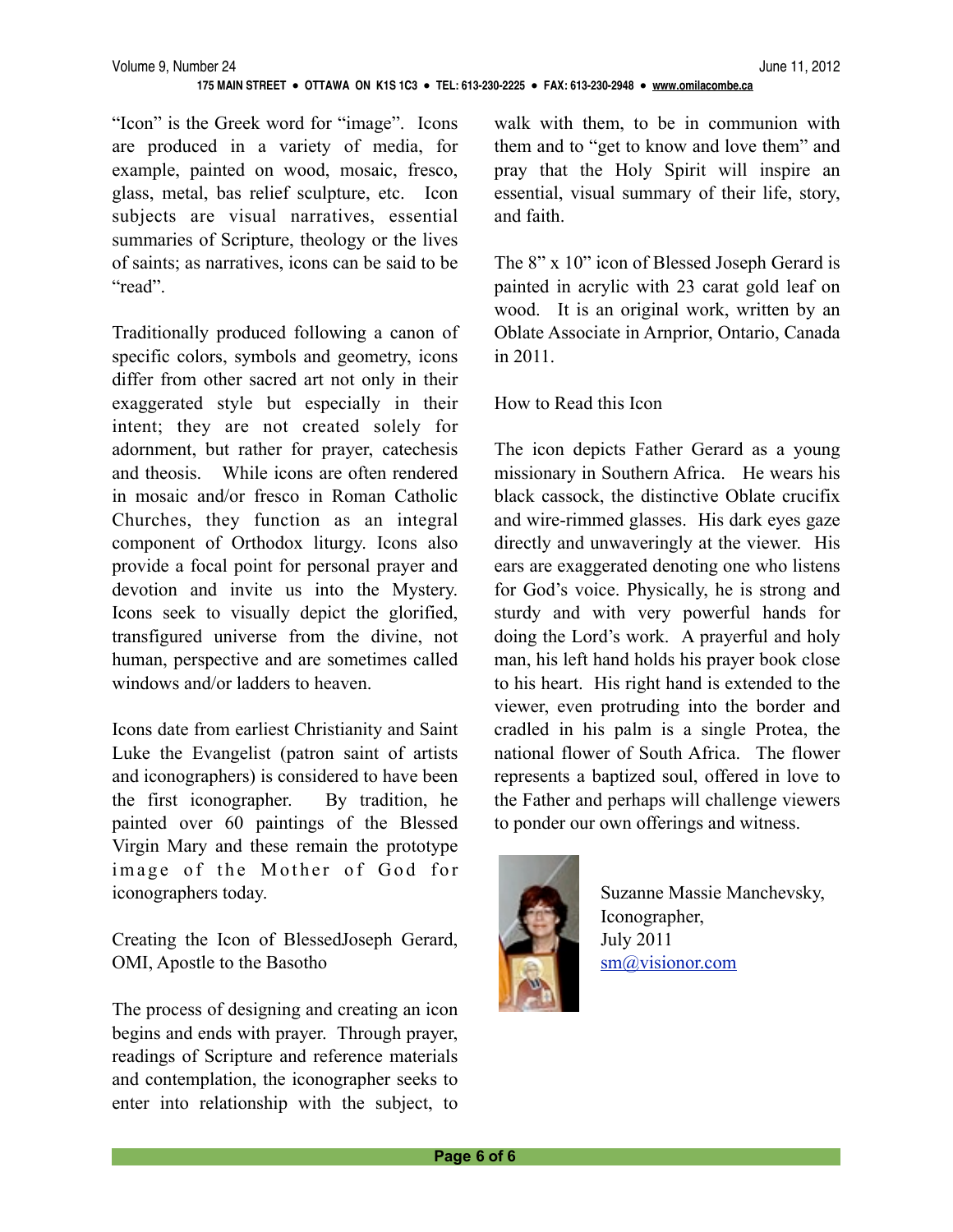"Icon" is the Greek word for "image". Icons are produced in a variety of media, for example, painted on wood, mosaic, fresco, glass, metal, bas relief sculpture, etc. Icon subjects are visual narratives, essential summaries of Scripture, theology or the lives of saints; as narratives, icons can be said to be "read".

Traditionally produced following a canon of specific colors, symbols and geometry, icons differ from other sacred art not only in their exaggerated style but especially in their intent; they are not created solely for adornment, but rather for prayer, catechesis and theosis. While icons are often rendered in mosaic and/or fresco in Roman Catholic Churches, they function as an integral component of Orthodox liturgy. Icons also provide a focal point for personal prayer and devotion and invite us into the Mystery. Icons seek to visually depict the glorified, transfigured universe from the divine, not human, perspective and are sometimes called windows and/or ladders to heaven.

Icons date from earliest Christianity and Saint Luke the Evangelist (patron saint of artists and iconographers) is considered to have been the first iconographer. By tradition, he painted over 60 paintings of the Blessed Virgin Mary and these remain the prototype image of the Mother of God for iconographers today.

Creating the Icon of BlessedJoseph Gerard, OMI, Apostle to the Basotho

The process of designing and creating an icon begins and ends with prayer. Through prayer, readings of Scripture and reference materials and contemplation, the iconographer seeks to enter into relationship with the subject, to walk with them, to be in communion with them and to "get to know and love them" and pray that the Holy Spirit will inspire an essential, visual summary of their life, story, and faith.

The 8" x 10" icon of Blessed Joseph Gerard is painted in acrylic with 23 carat gold leaf on wood. It is an original work, written by an Oblate Associate in Arnprior, Ontario, Canada in 2011.

How to Read this Icon

The icon depicts Father Gerard as a young missionary in Southern Africa. He wears his black cassock, the distinctive Oblate crucifix and wire-rimmed glasses. His dark eyes gaze directly and unwaveringly at the viewer. His ears are exaggerated denoting one who listens for God's voice. Physically, he is strong and sturdy and with very powerful hands for doing the Lord's work. A prayerful and holy man, his left hand holds his prayer book close to his heart. His right hand is extended to the viewer, even protruding into the border and cradled in his palm is a single Protea, the national flower of South Africa. The flower represents a baptized soul, offered in love to the Father and perhaps will challenge viewers to ponder our own offerings and witness.

Suzanne Massie Manchevsky,
Iconographer,
July 2011
sm@visionor.com